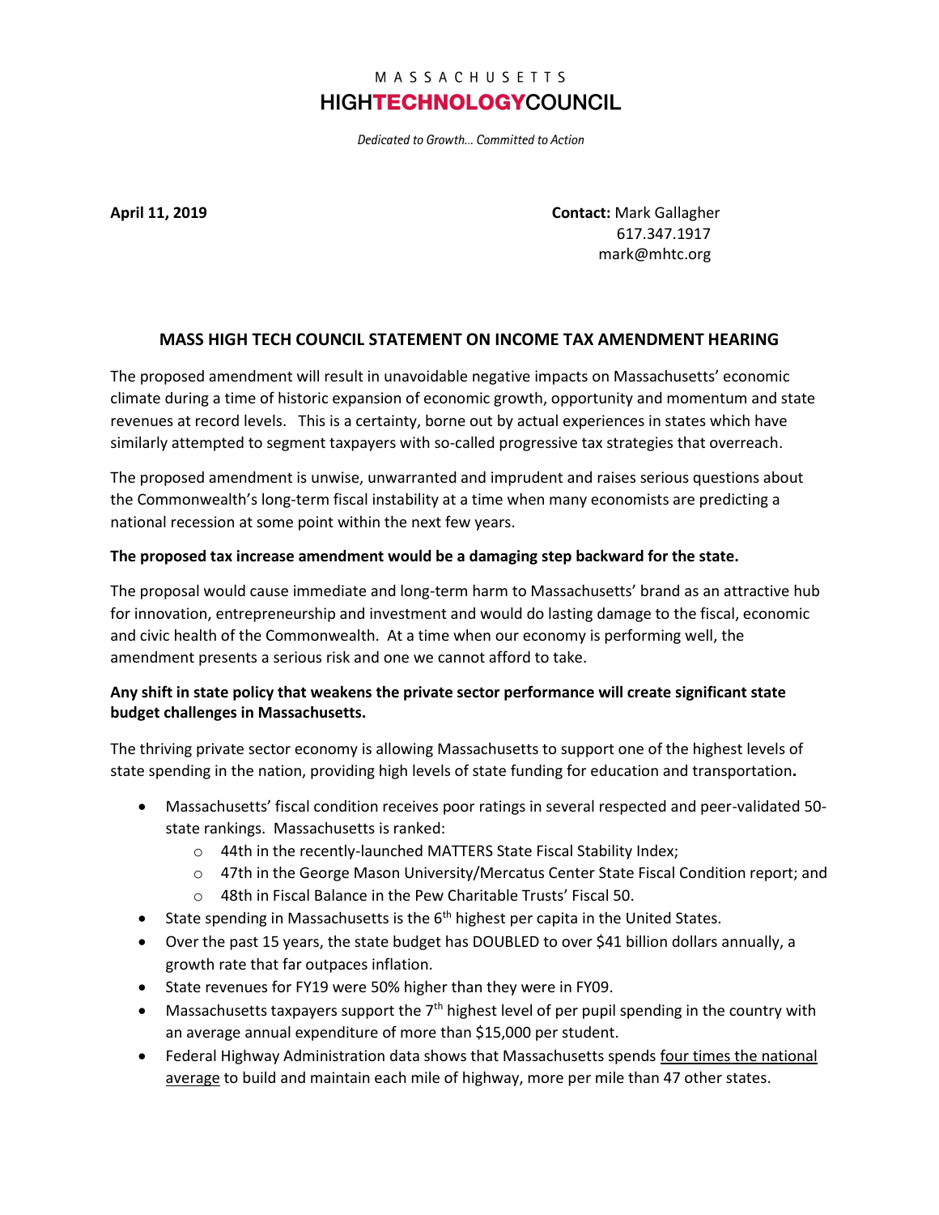MASSACHUSETTS
**HIGHTECHNOLOGYCOUNCIL**

*Dedicated to Growth… Committed to Action*

**April 11, 2019**

**Contact:** Mark Gallagher
617.347.1917
mark@mhtc.org

## MASS HIGH TECH COUNCIL STATEMENT ON INCOME TAX AMENDMENT HEARING

The proposed amendment will result in unavoidable negative impacts on Massachusetts' economic climate during a time of historic expansion of economic growth, opportunity and momentum and state revenues at record levels. This is a certainty, borne out by actual experiences in states which have similarly attempted to segment taxpayers with so-called progressive tax strategies that overreach.

The proposed amendment is unwise, unwarranted and imprudent and raises serious questions about the Commonwealth's long-term fiscal instability at a time when many economists are predicting a national recession at some point within the next few years.

**The proposed tax increase amendment would be a damaging step backward for the state.**

The proposal would cause immediate and long-term harm to Massachusetts' brand as an attractive hub for innovation, entrepreneurship and investment and would do lasting damage to the fiscal, economic and civic health of the Commonwealth. At a time when our economy is performing well, the amendment presents a serious risk and one we cannot afford to take.

**Any shift in state policy that weakens the private sector performance will create significant state budget challenges in Massachusetts.**

The thriving private sector economy is allowing Massachusetts to support one of the highest levels of state spending in the nation, providing high levels of state funding for education and transportation**.**

- Massachusetts' fiscal condition receives poor ratings in several respected and peer-validated 50-state rankings. Massachusetts is ranked:
    - 44th in the recently-launched MATTERS State Fiscal Stability Index;
    - 47th in the George Mason University/Mercatus Center State Fiscal Condition report; and
    - 48th in Fiscal Balance in the Pew Charitable Trusts' Fiscal 50.
- State spending in Massachusetts is the 6th highest per capita in the United States.
- Over the past 15 years, the state budget has DOUBLED to over $41 billion dollars annually, a growth rate that far outpaces inflation.
- State revenues for FY19 were 50% higher than they were in FY09.
- Massachusetts taxpayers support the 7th highest level of per pupil spending in the country with an average annual expenditure of more than $15,000 per student.
- Federal Highway Administration data shows that Massachusetts spends four times the national average to build and maintain each mile of highway, more per mile than 47 other states.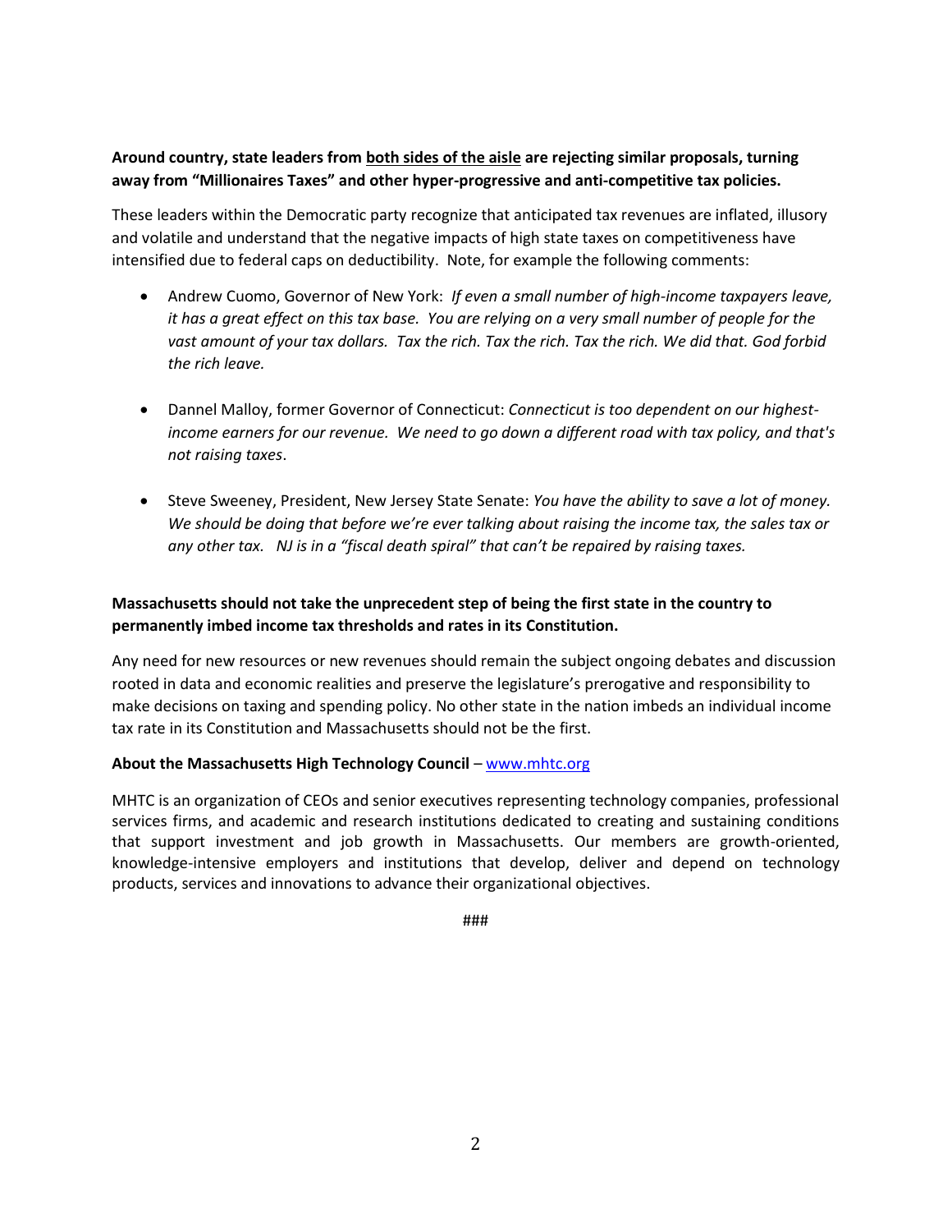**Around country, state leaders from both sides of the aisle are rejecting similar proposals, turning away from "Millionaires Taxes" and other hyper-progressive and anti-competitive tax policies.**

These leaders within the Democratic party recognize that anticipated tax revenues are inflated, illusory and volatile and understand that the negative impacts of high state taxes on competitiveness have intensified due to federal caps on deductibility. Note, for example the following comments:

- Andrew Cuomo, Governor of New York: *If even a small number of high-income taxpayers leave, it has a great effect on this tax base. You are relying on a very small number of people for the vast amount of your tax dollars. Tax the rich. Tax the rich. Tax the rich. We did that. God forbid the rich leave.*

- Dannel Malloy, former Governor of Connecticut: *Connecticut is too dependent on our highest-income earners for our revenue. We need to go down a different road with tax policy, and that's not raising taxes*.

- Steve Sweeney, President, New Jersey State Senate: *You have the ability to save a lot of money. We should be doing that before we're ever talking about raising the income tax, the sales tax or any other tax. NJ is in a "fiscal death spiral" that can't be repaired by raising taxes.*

**Massachusetts should not take the unprecedent step of being the first state in the country to permanently imbed income tax thresholds and rates in its Constitution.**

Any need for new resources or new revenues should remain the subject ongoing debates and discussion rooted in data and economic realities and preserve the legislature's prerogative and responsibility to make decisions on taxing and spending policy. No other state in the nation imbeds an individual income tax rate in its Constitution and Massachusetts should not be the first.

**About the Massachusetts High Technology Council** – [www.mhtc.org](www.mhtc.org)

MHTC is an organization of CEOs and senior executives representing technology companies, professional services firms, and academic and research institutions dedicated to creating and sustaining conditions that support investment and job growth in Massachusetts. Our members are growth-oriented, knowledge-intensive employers and institutions that develop, deliver and depend on technology products, services and innovations to advance their organizational objectives.

###